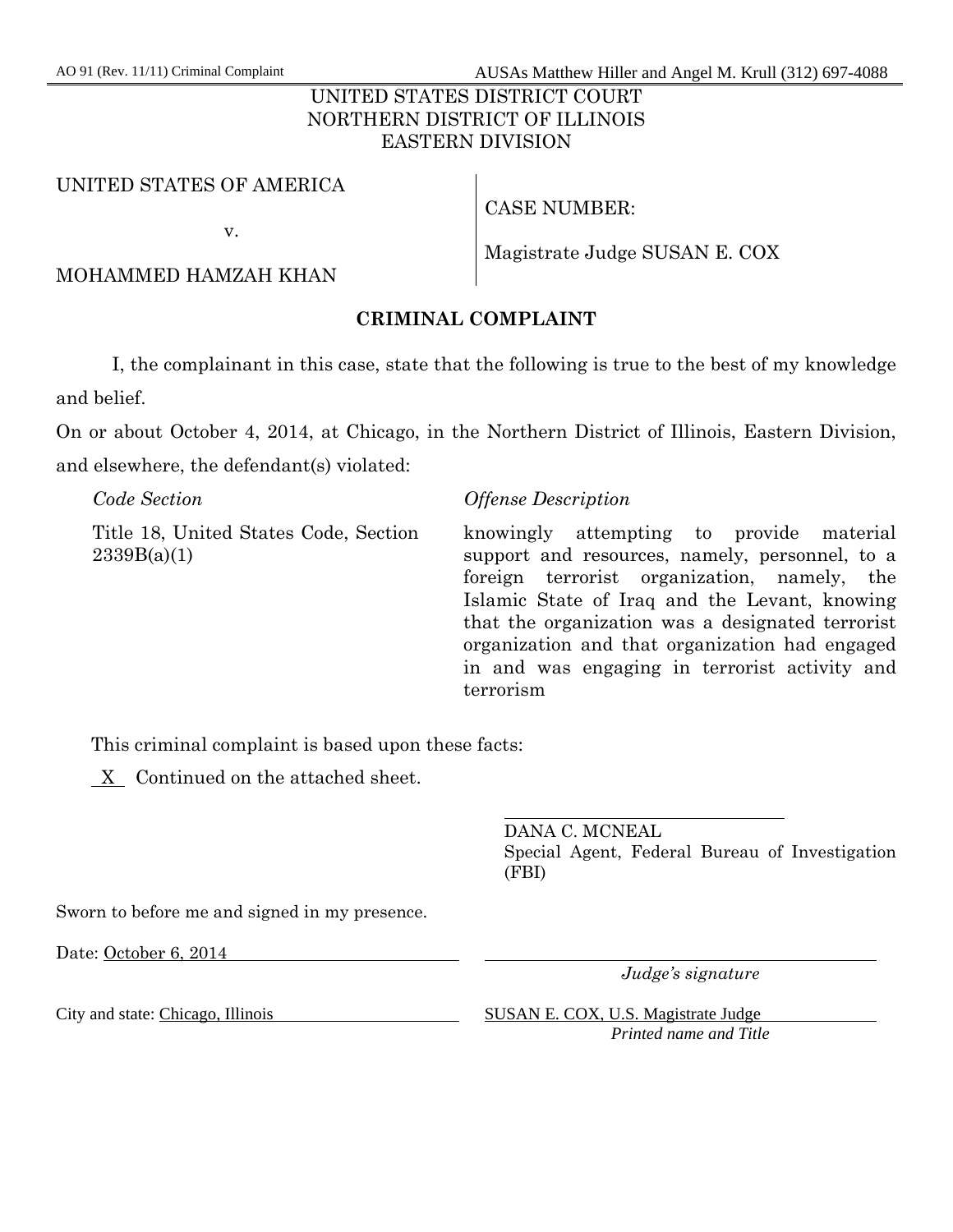AO 91 (Rev. 11/11) Criminal Complaint AUSAs Matthew Hiller and Angel M. Krull (312) 697-4088

UNITED STATES DISTRICT COURT
NORTHERN DISTRICT OF ILLINOIS
EASTERN DIVISION

| | |
|---|---|
| UNITED STATES OF AMERICA | CASE NUMBER: |
| v. | |
| MOHAMMED HAMZAH KHAN | Magistrate Judge SUSAN E. COX |

## CRIMINAL COMPLAINT

I, the complainant in this case, state that the following is true to the best of my knowledge and belief.

On or about October 4, 2014, at Chicago, in the Northern District of Illinois, Eastern Division, and elsewhere, the defendant(s) violated:

| *Code Section* | *Offense Description* |
|---|---|
| Title 18, United States Code, Section 2339B(a)(1) | knowingly attempting to provide material support and resources, namely, personnel, to a foreign terrorist organization, namely, the Islamic State of Iraq and the Levant, knowing that the organization was a designated terrorist organization and that organization had engaged in and was engaging in terrorist activity and terrorism |

This criminal complaint is based upon these facts:

_X_ Continued on the attached sheet.

DANA C. MCNEAL
Special Agent, Federal Bureau of Investigation (FBI)

Sworn to before me and signed in my presence.

Date: October 6, 2014

*Judge's signature*

City and state: Chicago, Illinois

SUSAN E. COX, U.S. Magistrate Judge
*Printed name and Title*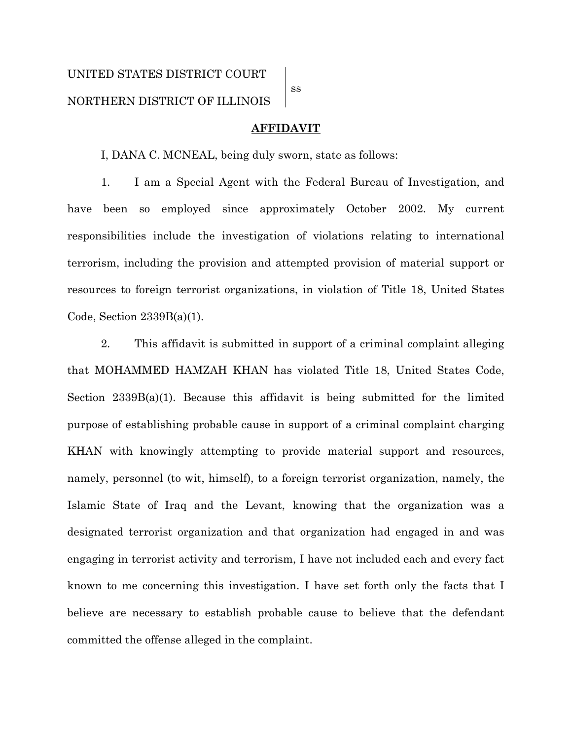UNITED STATES DISTRICT COURT
NORTHERN DISTRICT OF ILLINOIS | ss

**AFFIDAVIT**

I, DANA C. MCNEAL, being duly sworn, state as follows:

1. I am a Special Agent with the Federal Bureau of Investigation, and have been so employed since approximately October 2002. My current responsibilities include the investigation of violations relating to international terrorism, including the provision and attempted provision of material support or resources to foreign terrorist organizations, in violation of Title 18, United States Code, Section 2339B(a)(1).

2. This affidavit is submitted in support of a criminal complaint alleging that MOHAMMED HAMZAH KHAN has violated Title 18, United States Code, Section 2339B(a)(1). Because this affidavit is being submitted for the limited purpose of establishing probable cause in support of a criminal complaint charging KHAN with knowingly attempting to provide material support and resources, namely, personnel (to wit, himself), to a foreign terrorist organization, namely, the Islamic State of Iraq and the Levant, knowing that the organization was a designated terrorist organization and that organization had engaged in and was engaging in terrorist activity and terrorism, I have not included each and every fact known to me concerning this investigation. I have set forth only the facts that I believe are necessary to establish probable cause to believe that the defendant committed the offense alleged in the complaint.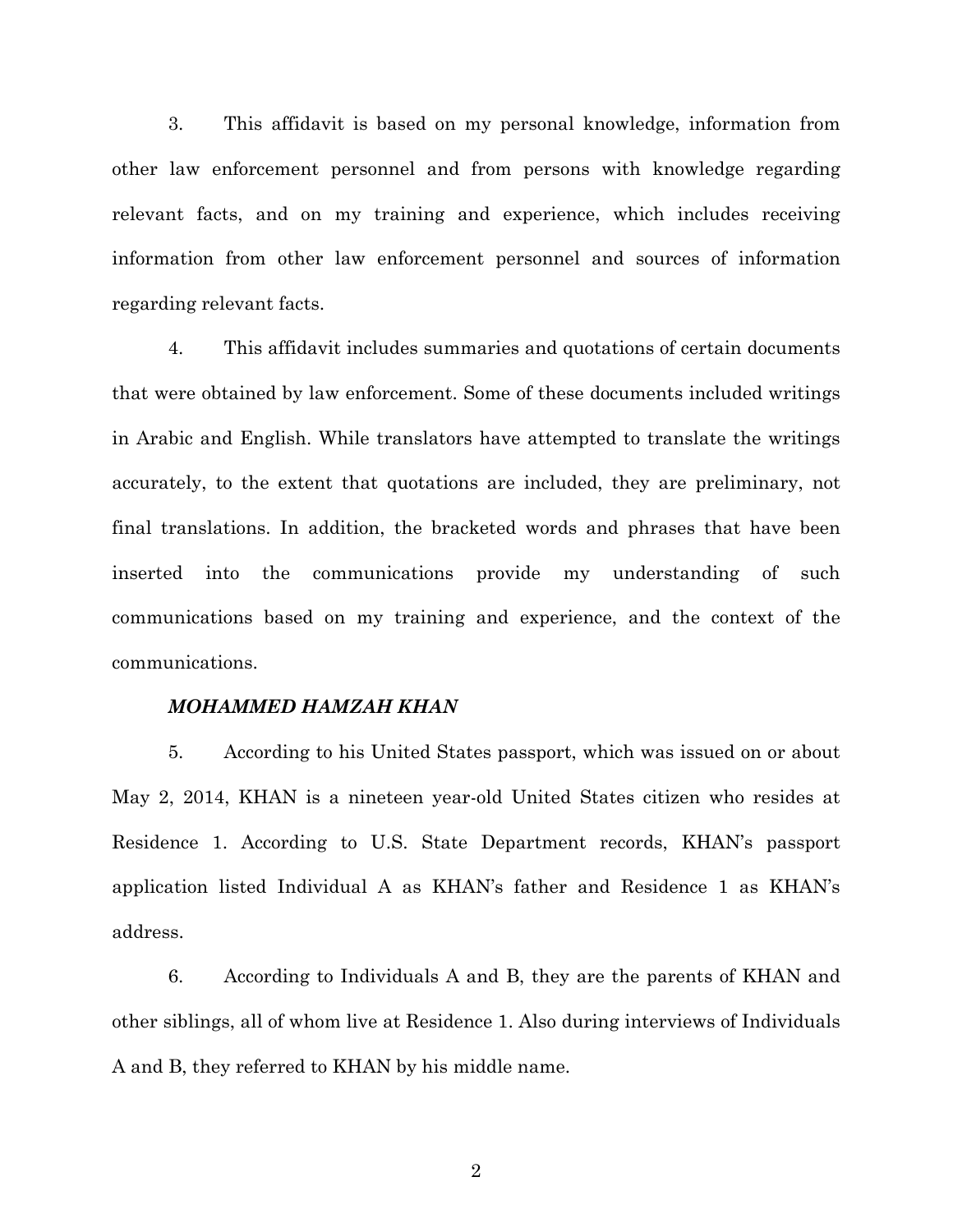3. This affidavit is based on my personal knowledge, information from other law enforcement personnel and from persons with knowledge regarding relevant facts, and on my training and experience, which includes receiving information from other law enforcement personnel and sources of information regarding relevant facts.

4. This affidavit includes summaries and quotations of certain documents that were obtained by law enforcement. Some of these documents included writings in Arabic and English. While translators have attempted to translate the writings accurately, to the extent that quotations are included, they are preliminary, not final translations. In addition, the bracketed words and phrases that have been inserted into the communications provide my understanding of such communications based on my training and experience, and the context of the communications.

***MOHAMMED HAMZAH KHAN***

5. According to his United States passport, which was issued on or about May 2, 2014, KHAN is a nineteen year-old United States citizen who resides at Residence 1. According to U.S. State Department records, KHAN's passport application listed Individual A as KHAN's father and Residence 1 as KHAN's address.

6. According to Individuals A and B, they are the parents of KHAN and other siblings, all of whom live at Residence 1. Also during interviews of Individuals A and B, they referred to KHAN by his middle name.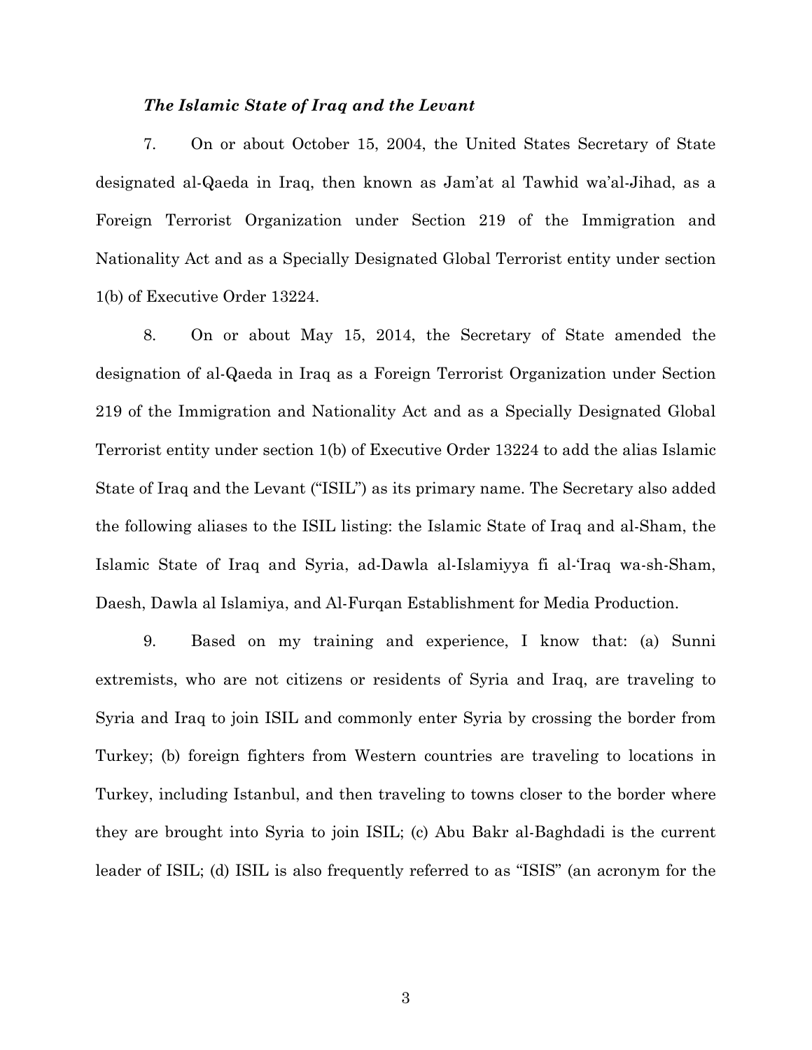***The Islamic State of Iraq and the Levant***

7. On or about October 15, 2004, the United States Secretary of State designated al-Qaeda in Iraq, then known as Jam'at al Tawhid wa'al-Jihad, as a Foreign Terrorist Organization under Section 219 of the Immigration and Nationality Act and as a Specially Designated Global Terrorist entity under section 1(b) of Executive Order 13224.

8. On or about May 15, 2014, the Secretary of State amended the designation of al-Qaeda in Iraq as a Foreign Terrorist Organization under Section 219 of the Immigration and Nationality Act and as a Specially Designated Global Terrorist entity under section 1(b) of Executive Order 13224 to add the alias Islamic State of Iraq and the Levant ("ISIL") as its primary name. The Secretary also added the following aliases to the ISIL listing: the Islamic State of Iraq and al-Sham, the Islamic State of Iraq and Syria, ad-Dawla al-Islamiyya fi al-'Iraq wa-sh-Sham, Daesh, Dawla al Islamiya, and Al-Furqan Establishment for Media Production.

9. Based on my training and experience, I know that: (a) Sunni extremists, who are not citizens or residents of Syria and Iraq, are traveling to Syria and Iraq to join ISIL and commonly enter Syria by crossing the border from Turkey; (b) foreign fighters from Western countries are traveling to locations in Turkey, including Istanbul, and then traveling to towns closer to the border where they are brought into Syria to join ISIL; (c) Abu Bakr al-Baghdadi is the current leader of ISIL; (d) ISIL is also frequently referred to as "ISIS" (an acronym for the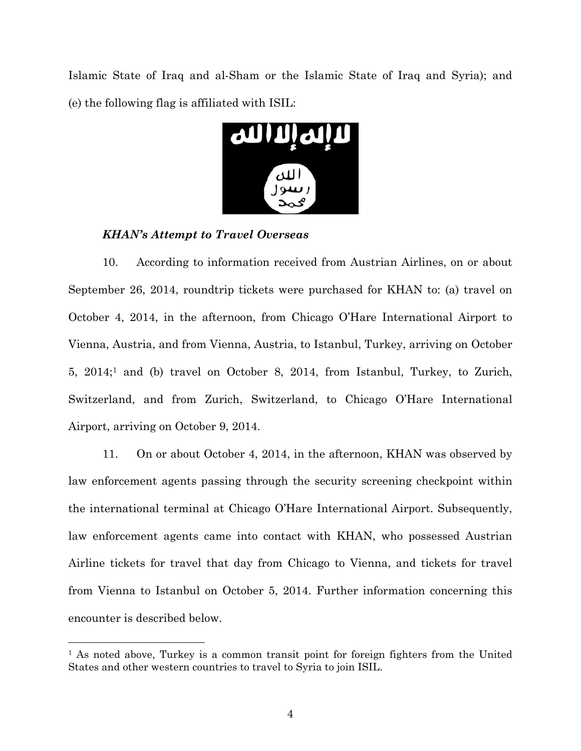Islamic State of Iraq and al-Sham or the Islamic State of Iraq and Syria); and (e) the following flag is affiliated with ISIL:

***KHAN's Attempt to Travel Overseas***

10. According to information received from Austrian Airlines, on or about September 26, 2014, roundtrip tickets were purchased for KHAN to: (a) travel on October 4, 2014, in the afternoon, from Chicago O'Hare International Airport to Vienna, Austria, and from Vienna, Austria, to Istanbul, Turkey, arriving on October 5, 2014;[1] and (b) travel on October 8, 2014, from Istanbul, Turkey, to Zurich, Switzerland, and from Zurich, Switzerland, to Chicago O'Hare International Airport, arriving on October 9, 2014.

11. On or about October 4, 2014, in the afternoon, KHAN was observed by law enforcement agents passing through the security screening checkpoint within the international terminal at Chicago O'Hare International Airport. Subsequently, law enforcement agents came into contact with KHAN, who possessed Austrian Airline tickets for travel that day from Chicago to Vienna, and tickets for travel from Vienna to Istanbul on October 5, 2014. Further information concerning this encounter is described below.

---

[1] As noted above, Turkey is a common transit point for foreign fighters from the United States and other western countries to travel to Syria to join ISIL.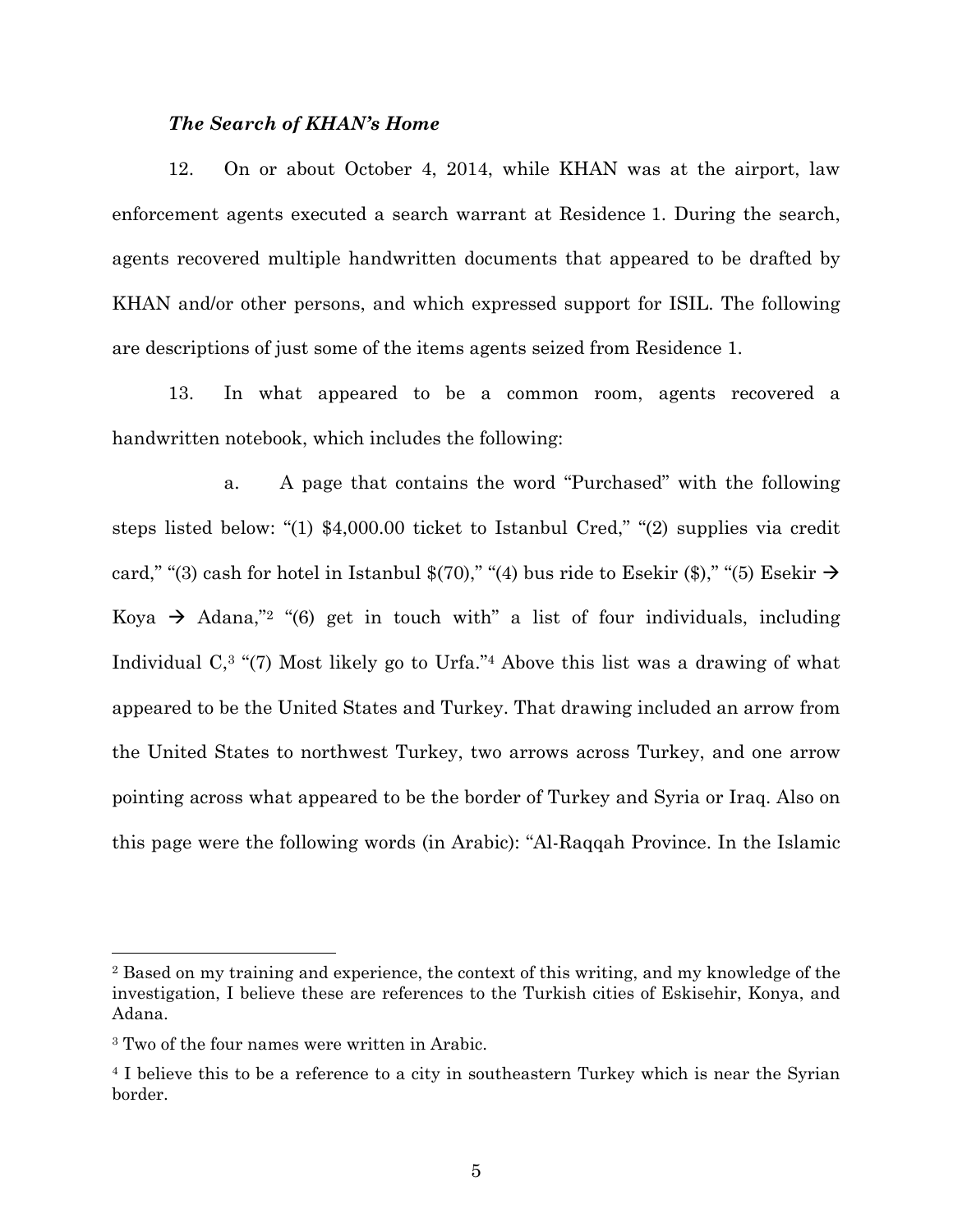***The Search of KHAN's Home***

12. On or about October 4, 2014, while KHAN was at the airport, law enforcement agents executed a search warrant at Residence 1. During the search, agents recovered multiple handwritten documents that appeared to be drafted by KHAN and/or other persons, and which expressed support for ISIL. The following are descriptions of just some of the items agents seized from Residence 1.

13. In what appeared to be a common room, agents recovered a handwritten notebook, which includes the following:

a. A page that contains the word "Purchased" with the following steps listed below: "(1) $4,000.00 ticket to Istanbul Cred," "(2) supplies via credit card," "(3) cash for hotel in Istanbul $(70)," "(4) bus ride to Esekir ($)," "(5) Esekir → Koya → Adana,"[2] "(6) get in touch with" a list of four individuals, including Individual C,[3] "(7) Most likely go to Urfa."[4] Above this list was a drawing of what appeared to be the United States and Turkey. That drawing included an arrow from the United States to northwest Turkey, two arrows across Turkey, and one arrow pointing across what appeared to be the border of Turkey and Syria or Iraq. Also on this page were the following words (in Arabic): "Al-Raqqah Province. In the Islamic

---

[2] Based on my training and experience, the context of this writing, and my knowledge of the investigation, I believe these are references to the Turkish cities of Eskisehir, Konya, and Adana.

[3] Two of the four names were written in Arabic.

[4] I believe this to be a reference to a city in southeastern Turkey which is near the Syrian border.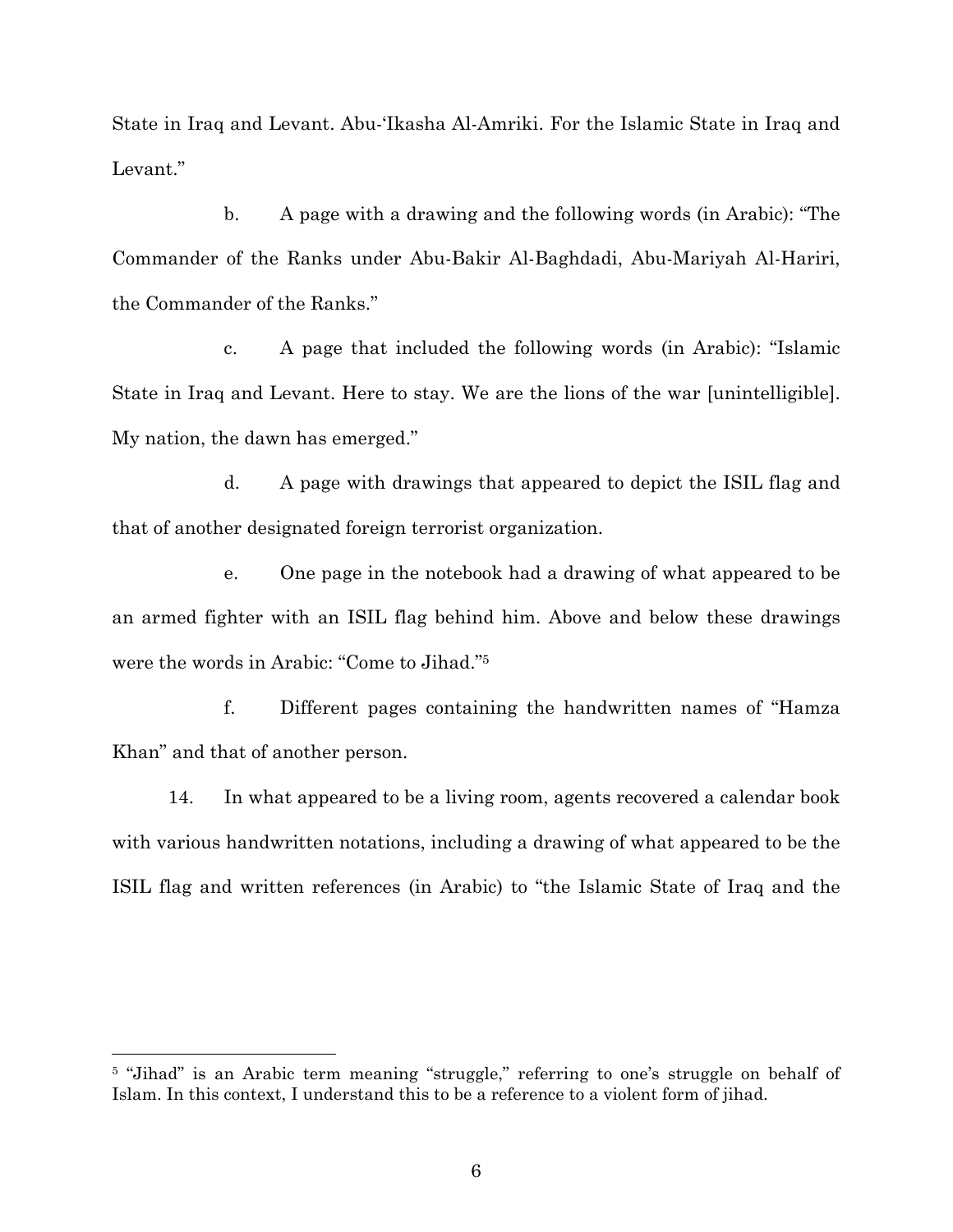State in Iraq and Levant. Abu-'Ikasha Al-Amriki. For the Islamic State in Iraq and Levant."

b. A page with a drawing and the following words (in Arabic): "The Commander of the Ranks under Abu-Bakir Al-Baghdadi, Abu-Mariyah Al-Hariri, the Commander of the Ranks."

c. A page that included the following words (in Arabic): "Islamic State in Iraq and Levant. Here to stay. We are the lions of the war [unintelligible]. My nation, the dawn has emerged."

d. A page with drawings that appeared to depict the ISIL flag and that of another designated foreign terrorist organization.

e. One page in the notebook had a drawing of what appeared to be an armed fighter with an ISIL flag behind him. Above and below these drawings were the words in Arabic: "Come to Jihad."[5]

f. Different pages containing the handwritten names of "Hamza Khan" and that of another person.

14. In what appeared to be a living room, agents recovered a calendar book with various handwritten notations, including a drawing of what appeared to be the ISIL flag and written references (in Arabic) to "the Islamic State of Iraq and the

---

[5] "Jihad" is an Arabic term meaning "struggle," referring to one's struggle on behalf of Islam. In this context, I understand this to be a reference to a violent form of jihad.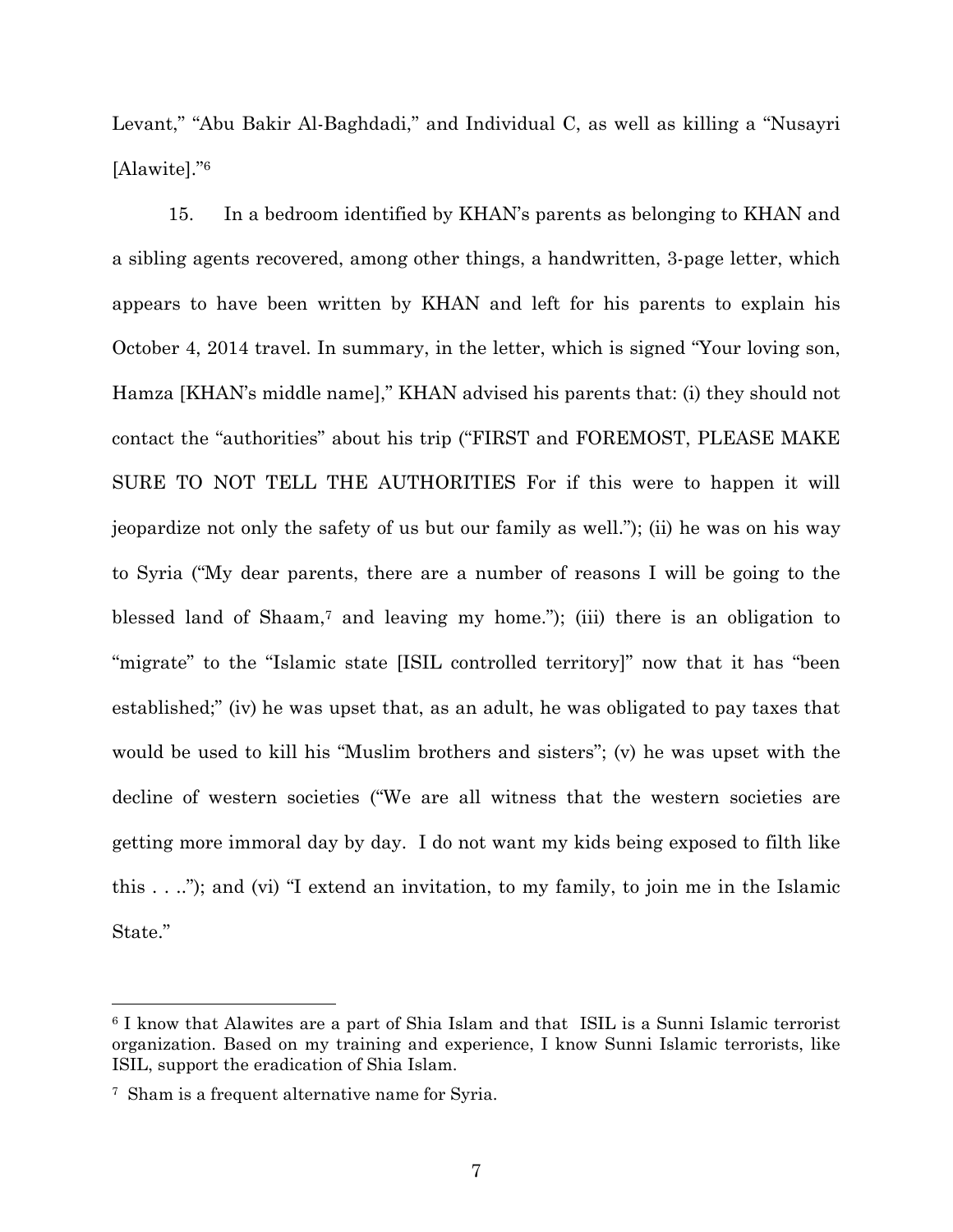Levant," "Abu Bakir Al-Baghdadi," and Individual C, as well as killing a "Nusayri [Alawite]."[6]

15. In a bedroom identified by KHAN's parents as belonging to KHAN and a sibling agents recovered, among other things, a handwritten, 3-page letter, which appears to have been written by KHAN and left for his parents to explain his October 4, 2014 travel. In summary, in the letter, which is signed "Your loving son, Hamza [KHAN's middle name]," KHAN advised his parents that: (i) they should not contact the "authorities" about his trip ("FIRST and FOREMOST, PLEASE MAKE SURE TO NOT TELL THE AUTHORITIES For if this were to happen it will jeopardize not only the safety of us but our family as well."); (ii) he was on his way to Syria ("My dear parents, there are a number of reasons I will be going to the blessed land of Shaam,[7] and leaving my home."); (iii) there is an obligation to "migrate" to the "Islamic state [ISIL controlled territory]" now that it has "been established;" (iv) he was upset that, as an adult, he was obligated to pay taxes that would be used to kill his "Muslim brothers and sisters"; (v) he was upset with the decline of western societies ("We are all witness that the western societies are getting more immoral day by day. I do not want my kids being exposed to filth like this . . .."); and (vi) "I extend an invitation, to my family, to join me in the Islamic State."

---

[6] I know that Alawites are a part of Shia Islam and that ISIL is a Sunni Islamic terrorist organization. Based on my training and experience, I know Sunni Islamic terrorists, like ISIL, support the eradication of Shia Islam.

[7] Sham is a frequent alternative name for Syria.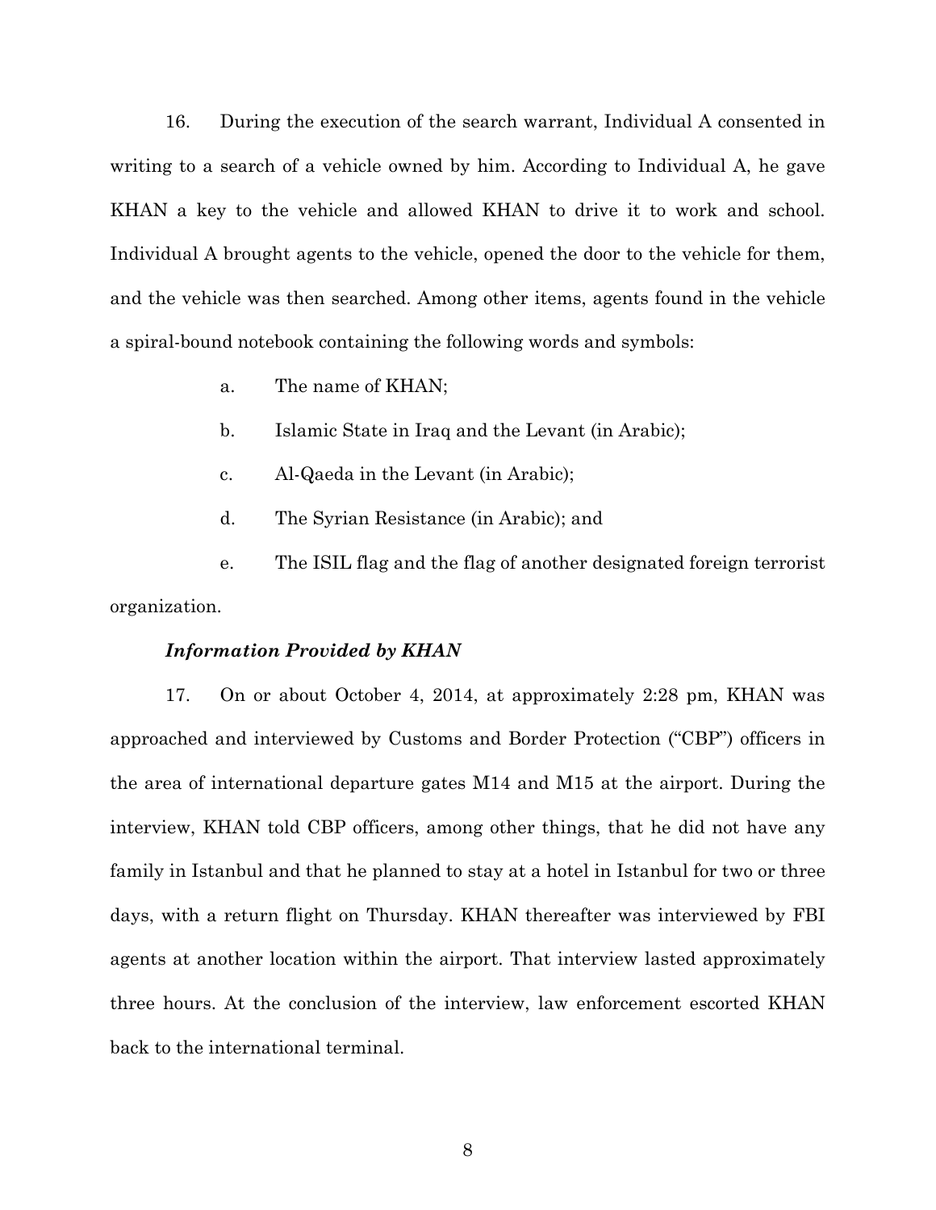16. During the execution of the search warrant, Individual A consented in writing to a search of a vehicle owned by him. According to Individual A, he gave KHAN a key to the vehicle and allowed KHAN to drive it to work and school. Individual A brought agents to the vehicle, opened the door to the vehicle for them, and the vehicle was then searched. Among other items, agents found in the vehicle a spiral-bound notebook containing the following words and symbols:

a. The name of KHAN;

b. Islamic State in Iraq and the Levant (in Arabic);

c. Al-Qaeda in the Levant (in Arabic);

d. The Syrian Resistance (in Arabic); and

e. The ISIL flag and the flag of another designated foreign terrorist organization.

***Information Provided by KHAN***

17. On or about October 4, 2014, at approximately 2:28 pm, KHAN was approached and interviewed by Customs and Border Protection ("CBP") officers in the area of international departure gates M14 and M15 at the airport. During the interview, KHAN told CBP officers, among other things, that he did not have any family in Istanbul and that he planned to stay at a hotel in Istanbul for two or three days, with a return flight on Thursday. KHAN thereafter was interviewed by FBI agents at another location within the airport. That interview lasted approximately three hours. At the conclusion of the interview, law enforcement escorted KHAN back to the international terminal.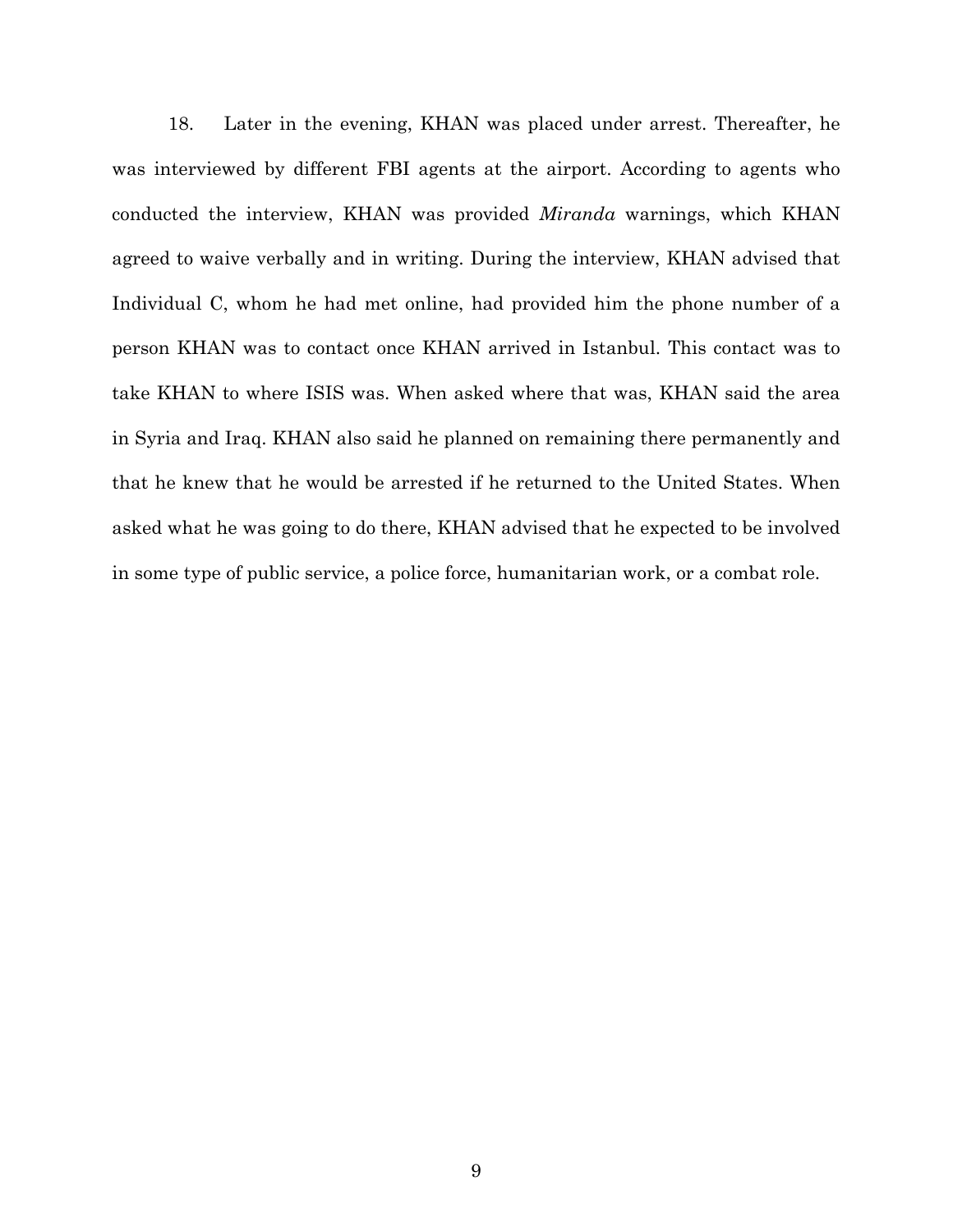18. Later in the evening, KHAN was placed under arrest. Thereafter, he was interviewed by different FBI agents at the airport. According to agents who conducted the interview, KHAN was provided *Miranda* warnings, which KHAN agreed to waive verbally and in writing. During the interview, KHAN advised that Individual C, whom he had met online, had provided him the phone number of a person KHAN was to contact once KHAN arrived in Istanbul. This contact was to take KHAN to where ISIS was. When asked where that was, KHAN said the area in Syria and Iraq. KHAN also said he planned on remaining there permanently and that he knew that he would be arrested if he returned to the United States. When asked what he was going to do there, KHAN advised that he expected to be involved in some type of public service, a police force, humanitarian work, or a combat role.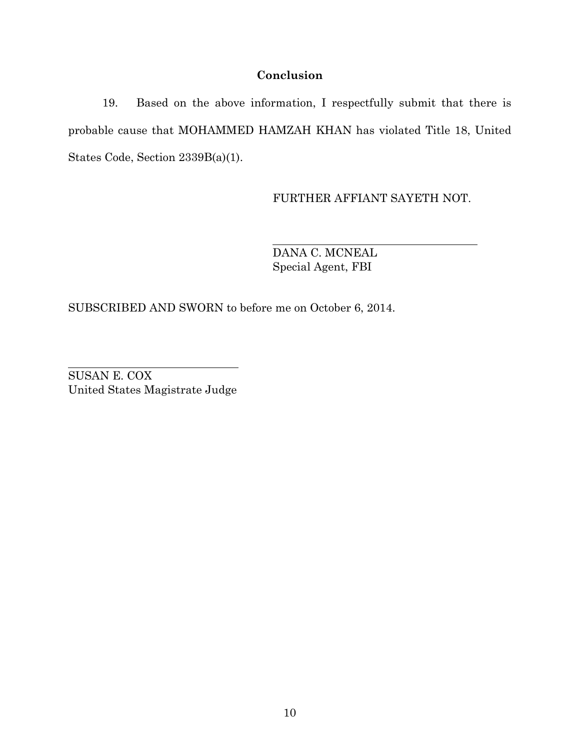## Conclusion

19. Based on the above information, I respectfully submit that there is probable cause that MOHAMMED HAMZAH KHAN has violated Title 18, United States Code, Section 2339B(a)(1).

FURTHER AFFIANT SAYETH NOT.

DANA C. MCNEAL
Special Agent, FBI

SUBSCRIBED AND SWORN to before me on October 6, 2014.

SUSAN E. COX
United States Magistrate Judge